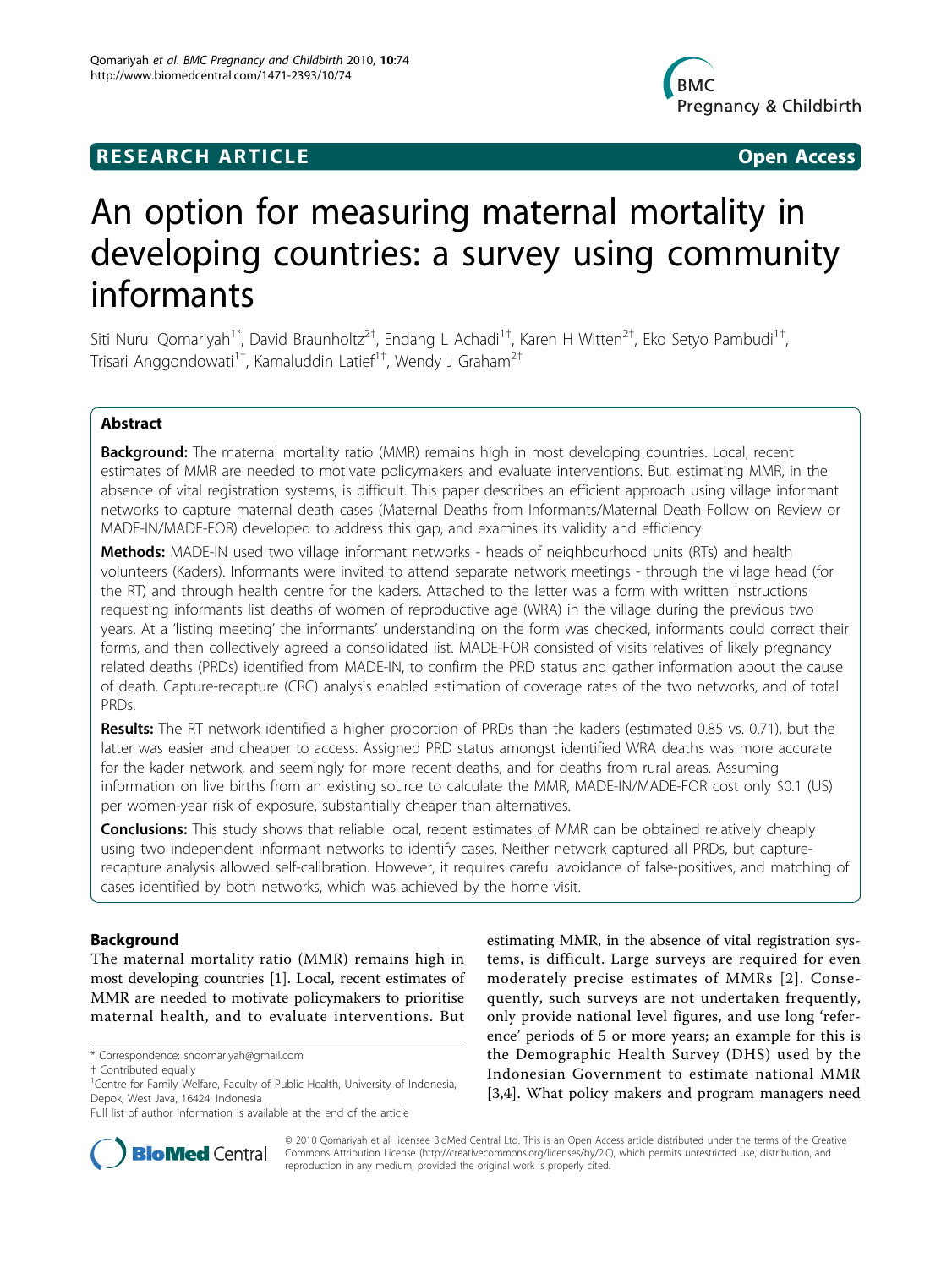**RESEARCH ARTICLE** **Open Access**

# An option for measuring maternal mortality in developing countries: a survey using community informants

Siti Nurul Qomariyah[1*], David Braunholtz[2†], Endang L Achadi[1†], Karen H Witten[2†], Eko Setyo Pambudi[1†], Trisari Anggondowati[1†], Kamaluddin Latief[1†], Wendy J Graham[2†]

## Abstract

**Background:** The maternal mortality ratio (MMR) remains high in most developing countries. Local, recent estimates of MMR are needed to motivate policymakers and evaluate interventions. But, estimating MMR, in the absence of vital registration systems, is difficult. This paper describes an efficient approach using village informant networks to capture maternal death cases (Maternal Deaths from Informants/Maternal Death Follow on Review or MADE-IN/MADE-FOR) developed to address this gap, and examines its validity and efficiency.

**Methods:** MADE-IN used two village informant networks - heads of neighbourhood units (RTs) and health volunteers (Kaders). Informants were invited to attend separate network meetings - through the village head (for the RT) and through health centre for the kaders. Attached to the letter was a form with written instructions requesting informants list deaths of women of reproductive age (WRA) in the village during the previous two years. At a 'listing meeting' the informants' understanding on the form was checked, informants could correct their forms, and then collectively agreed a consolidated list. MADE-FOR consisted of visits relatives of likely pregnancy related deaths (PRDs) identified from MADE-IN, to confirm the PRD status and gather information about the cause of death. Capture-recapture (CRC) analysis enabled estimation of coverage rates of the two networks, and of total PRDs.

**Results:** The RT network identified a higher proportion of PRDs than the kaders (estimated 0.85 vs. 0.71), but the latter was easier and cheaper to access. Assigned PRD status amongst identified WRA deaths was more accurate for the kader network, and seemingly for more recent deaths, and for deaths from rural areas. Assuming information on live births from an existing source to calculate the MMR, MADE-IN/MADE-FOR cost only \$0.1 (US) per women-year risk of exposure, substantially cheaper than alternatives.

**Conclusions:** This study shows that reliable local, recent estimates of MMR can be obtained relatively cheaply using two independent informant networks to identify cases. Neither network captured all PRDs, but capture-recapture analysis allowed self-calibration. However, it requires careful avoidance of false-positives, and matching of cases identified by both networks, which was achieved by the home visit.

## Background

The maternal mortality ratio (MMR) remains high in most developing countries [1]. Local, recent estimates of MMR are needed to motivate policymakers to prioritise maternal health, and to evaluate interventions. But estimating MMR, in the absence of vital registration systems, is difficult. Large surveys are required for even moderately precise estimates of MMRs [2]. Consequently, such surveys are not undertaken frequently, only provide national level figures, and use long 'reference' periods of 5 or more years; an example for this is the Demographic Health Survey (DHS) used by the Indonesian Government to estimate national MMR [3,4]. What policy makers and program managers need

\* Correspondence: snqomariyah@gmail.com
† Contributed equally
[1]Centre for Family Welfare, Faculty of Public Health, University of Indonesia, Depok, West Java, 16424, Indonesia
Full list of author information is available at the end of the article

© 2010 Qomariyah et al; licensee BioMed Central Ltd. This is an Open Access article distributed under the terms of the Creative Commons Attribution License (http://creativecommons.org/licenses/by/2.0), which permits unrestricted use, distribution, and reproduction in any medium, provided the original work is properly cited.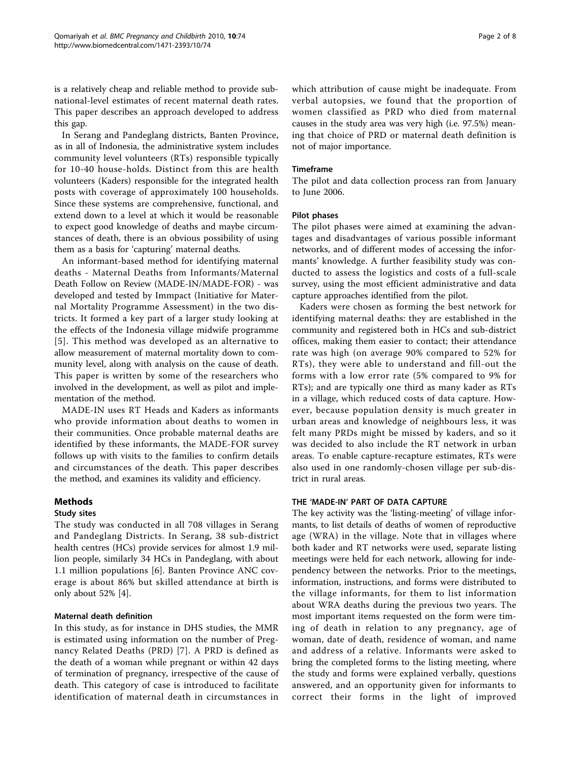is a relatively cheap and reliable method to provide sub-national-level estimates of recent maternal death rates. This paper describes an approach developed to address this gap.

In Serang and Pandeglang districts, Banten Province, as in all of Indonesia, the administrative system includes community level volunteers (RTs) responsible typically for 10-40 house-holds. Distinct from this are health volunteers (Kaders) responsible for the integrated health posts with coverage of approximately 100 households. Since these systems are comprehensive, functional, and extend down to a level at which it would be reasonable to expect good knowledge of deaths and maybe circumstances of death, there is an obvious possibility of using them as a basis for 'capturing' maternal deaths.

An informant-based method for identifying maternal deaths - Maternal Deaths from Informants/Maternal Death Follow on Review (MADE-IN/MADE-FOR) - was developed and tested by Immpact (Initiative for Maternal Mortality Programme Assessment) in the two districts. It formed a key part of a larger study looking at the effects of the Indonesia village midwife programme [5]. This method was developed as an alternative to allow measurement of maternal mortality down to community level, along with analysis on the cause of death. This paper is written by some of the researchers who involved in the development, as well as pilot and implementation of the method.

MADE-IN uses RT Heads and Kaders as informants who provide information about deaths to women in their communities. Once probable maternal deaths are identified by these informants, the MADE-FOR survey follows up with visits to the families to confirm details and circumstances of the death. This paper describes the method, and examines its validity and efficiency.

## Methods

### Study sites

The study was conducted in all 708 villages in Serang and Pandeglang Districts. In Serang, 38 sub-district health centres (HCs) provide services for almost 1.9 million people, similarly 34 HCs in Pandeglang, with about 1.1 million populations [6]. Banten Province ANC coverage is about 86% but skilled attendance at birth is only about 52% [4].

### Maternal death definition

In this study, as for instance in DHS studies, the MMR is estimated using information on the number of Pregnancy Related Deaths (PRD) [7]. A PRD is defined as the death of a woman while pregnant or within 42 days of termination of pregnancy, irrespective of the cause of death. This category of case is introduced to facilitate identification of maternal death in circumstances in which attribution of cause might be inadequate. From verbal autopsies, we found that the proportion of women classified as PRD who died from maternal causes in the study area was very high (i.e. 97.5%) meaning that choice of PRD or maternal death definition is not of major importance.

### Timeframe

The pilot and data collection process ran from January to June 2006.

### Pilot phases

The pilot phases were aimed at examining the advantages and disadvantages of various possible informant networks, and of different modes of accessing the informants' knowledge. A further feasibility study was conducted to assess the logistics and costs of a full-scale survey, using the most efficient administrative and data capture approaches identified from the pilot.

Kaders were chosen as forming the best network for identifying maternal deaths: they are established in the community and registered both in HCs and sub-district offices, making them easier to contact; their attendance rate was high (on average 90% compared to 52% for RTs), they were able to understand and fill-out the forms with a low error rate (5% compared to 9% for RTs); and are typically one third as many kader as RTs in a village, which reduced costs of data capture. However, because population density is much greater in urban areas and knowledge of neighbours less, it was felt many PRDs might be missed by kaders, and so it was decided to also include the RT network in urban areas. To enable capture-recapture estimates, RTs were also used in one randomly-chosen village per sub-district in rural areas.

### THE 'MADE-IN' PART OF DATA CAPTURE

The key activity was the 'listing-meeting' of village informants, to list details of deaths of women of reproductive age (WRA) in the village. Note that in villages where both kader and RT networks were used, separate listing meetings were held for each network, allowing for independency between the networks. Prior to the meetings, information, instructions, and forms were distributed to the village informants, for them to list information about WRA deaths during the previous two years. The most important items requested on the form were timing of death in relation to any pregnancy, age of woman, date of death, residence of woman, and name and address of a relative. Informants were asked to bring the completed forms to the listing meeting, where the study and forms were explained verbally, questions answered, and an opportunity given for informants to correct their forms in the light of improved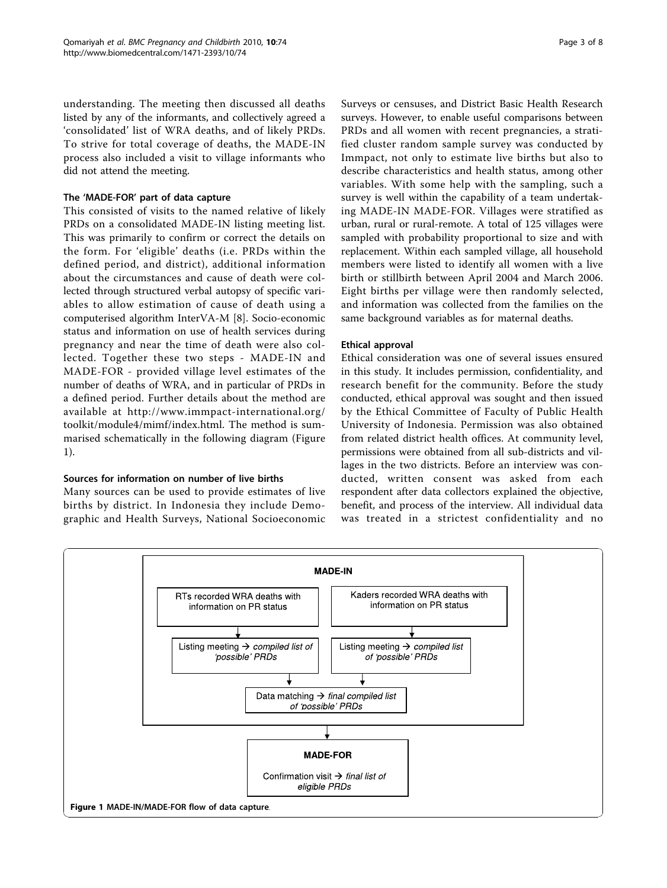understanding. The meeting then discussed all deaths listed by any of the informants, and collectively agreed a 'consolidated' list of WRA deaths, and of likely PRDs. To strive for total coverage of deaths, the MADE-IN process also included a visit to village informants who did not attend the meeting.

### The 'MADE-FOR' part of data capture

This consisted of visits to the named relative of likely PRDs on a consolidated MADE-IN listing meeting list. This was primarily to confirm or correct the details on the form. For 'eligible' deaths (i.e. PRDs within the defined period, and district), additional information about the circumstances and cause of death were collected through structured verbal autopsy of specific variables to allow estimation of cause of death using a computerised algorithm InterVA-M [8]. Socio-economic status and information on use of health services during pregnancy and near the time of death were also collected. Together these two steps - MADE-IN and MADE-FOR - provided village level estimates of the number of deaths of WRA, and in particular of PRDs in a defined period. Further details about the method are available at http://www.immpact-international.org/toolkit/module4/mimf/index.html. The method is summarised schematically in the following diagram (Figure 1).

### Sources for information on number of live births

Many sources can be used to provide estimates of live births by district. In Indonesia they include Demographic and Health Surveys, National Socioeconomic Surveys or censuses, and District Basic Health Research surveys. However, to enable useful comparisons between PRDs and all women with recent pregnancies, a stratified cluster random sample survey was conducted by Immpact, not only to estimate live births but also to describe characteristics and health status, among other variables. With some help with the sampling, such a survey is well within the capability of a team undertaking MADE-IN MADE-FOR. Villages were stratified as urban, rural or rural-remote. A total of 125 villages were sampled with probability proportional to size and with replacement. Within each sampled village, all household members were listed to identify all women with a live birth or stillbirth between April 2004 and March 2006. Eight births per village were then randomly selected, and information was collected from the families on the same background variables as for maternal deaths.

### Ethical approval

Ethical consideration was one of several issues ensured in this study. It includes permission, confidentiality, and research benefit for the community. Before the study conducted, ethical approval was sought and then issued by the Ethical Committee of Faculty of Public Health University of Indonesia. Permission was also obtained from related district health offices. At community level, permissions were obtained from all sub-districts and villages in the two districts. Before an interview was conducted, written consent was asked from each respondent after data collectors explained the objective, benefit, and process of the interview. All individual data was treated in a strictest confidentiality and no

MADE-IN

RTs recorded WRA deaths with information on PR status

Kaders recorded WRA deaths with information on PR status

Listing meeting → *compiled list of 'possible' PRDs*

Listing meeting → *compiled list of 'possible' PRDs*

Data matching → *final compiled list of 'possible' PRDs*

MADE-FOR

Confirmation visit → *final list of eligible PRDs*

**Figure 1** MADE-IN/MADE-FOR flow of data capture.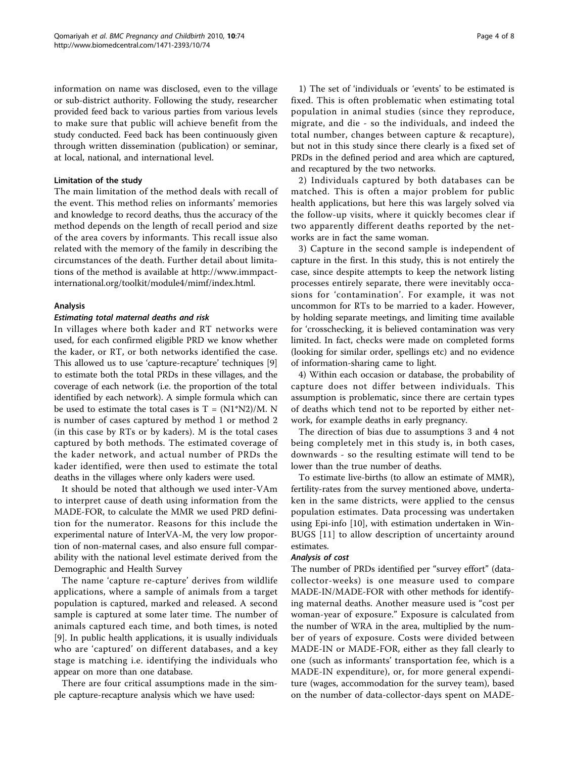information on name was disclosed, even to the village or sub-district authority. Following the study, researcher provided feed back to various parties from various levels to make sure that public will achieve benefit from the study conducted. Feed back has been continuously given through written dissemination (publication) or seminar, at local, national, and international level.

### Limitation of the study

The main limitation of the method deals with recall of the event. This method relies on informants' memories and knowledge to record deaths, thus the accuracy of the method depends on the length of recall period and size of the area covers by informants. This recall issue also related with the memory of the family in describing the circumstances of the death. Further detail about limitations of the method is available at http://www.immpact-international.org/toolkit/module4/mimf/index.html.

### Analysis

#### Estimating total maternal deaths and risk

In villages where both kader and RT networks were used, for each confirmed eligible PRD we know whether the kader, or RT, or both networks identified the case. This allowed us to use 'capture-recapture' techniques [9] to estimate both the total PRDs in these villages, and the coverage of each network (i.e. the proportion of the total identified by each network). A simple formula which can be used to estimate the total cases is $T = (N1*N2)/M$. N is number of cases captured by method 1 or method 2 (in this case by RTs or by kaders). M is the total cases captured by both methods. The estimated coverage of the kader network, and actual number of PRDs the kader identified, were then used to estimate the total deaths in the villages where only kaders were used.

It should be noted that although we used inter-VAm to interpret cause of death using information from the MADE-FOR, to calculate the MMR we used PRD definition for the numerator. Reasons for this include the experimental nature of InterVA-M, the very low proportion of non-maternal cases, and also ensure full comparability with the national level estimate derived from the Demographic and Health Survey

The name 'capture re-capture' derives from wildlife applications, where a sample of animals from a target population is captured, marked and released. A second sample is captured at some later time. The number of animals captured each time, and both times, is noted [9]. In public health applications, it is usually individuals who are 'captured' on different databases, and a key stage is matching i.e. identifying the individuals who appear on more than one database.

There are four critical assumptions made in the simple capture-recapture analysis which we have used:

1) The set of 'individuals or 'events' to be estimated is fixed. This is often problematic when estimating total population in animal studies (since they reproduce, migrate, and die - so the individuals, and indeed the total number, changes between capture & recapture), but not in this study since there clearly is a fixed set of PRDs in the defined period and area which are captured, and recaptured by the two networks.

2) Individuals captured by both databases can be matched. This is often a major problem for public health applications, but here this was largely solved via the follow-up visits, where it quickly becomes clear if two apparently different deaths reported by the networks are in fact the same woman.

3) Capture in the second sample is independent of capture in the first. In this study, this is not entirely the case, since despite attempts to keep the network listing processes entirely separate, there were inevitably occasions for 'contamination'. For example, it was not uncommon for RTs to be married to a kader. However, by holding separate meetings, and limiting time available for 'crosschecking, it is believed contamination was very limited. In fact, checks were made on completed forms (looking for similar order, spellings etc) and no evidence of information-sharing came to light.

4) Within each occasion or database, the probability of capture does not differ between individuals. This assumption is problematic, since there are certain types of deaths which tend not to be reported by either network, for example deaths in early pregnancy.

The direction of bias due to assumptions 3 and 4 not being completely met in this study is, in both cases, downwards - so the resulting estimate will tend to be lower than the true number of deaths.

To estimate live-births (to allow an estimate of MMR), fertility-rates from the survey mentioned above, undertaken in the same districts, were applied to the census population estimates. Data processing was undertaken using Epi-info [10], with estimation undertaken in WinBUGS [11] to allow description of uncertainty around estimates.

#### Analysis of cost

The number of PRDs identified per "survey effort" (data-collector-weeks) is one measure used to compare MADE-IN/MADE-FOR with other methods for identifying maternal deaths. Another measure used is "cost per woman-year of exposure." Exposure is calculated from the number of WRA in the area, multiplied by the number of years of exposure. Costs were divided between MADE-IN or MADE-FOR, either as they fall clearly to one (such as informants' transportation fee, which is a MADE-IN expenditure), or, for more general expenditure (wages, accommodation for the survey team), based on the number of data-collector-days spent on MADE-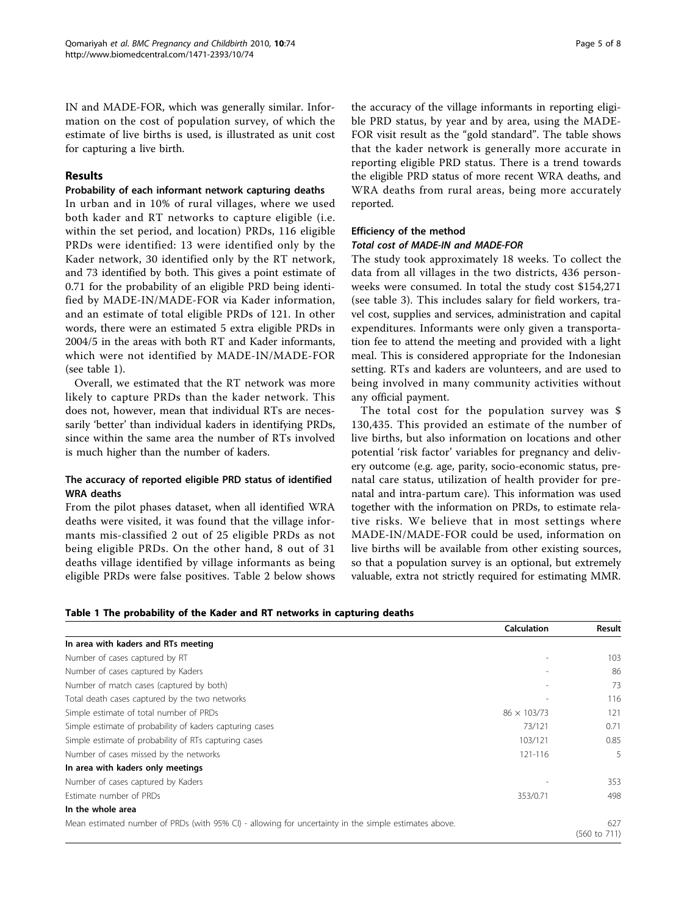IN and MADE-FOR, which was generally similar. Information on the cost of population survey, of which the estimate of live births is used, is illustrated as unit cost for capturing a live birth.

## Results

### Probability of each informant network capturing deaths

In urban and in 10% of rural villages, where we used both kader and RT networks to capture eligible (i.e. within the set period, and location) PRDs, 116 eligible PRDs were identified: 13 were identified only by the Kader network, 30 identified only by the RT network, and 73 identified by both. This gives a point estimate of 0.71 for the probability of an eligible PRD being identified by MADE-IN/MADE-FOR via Kader information, and an estimate of total eligible PRDs of 121. In other words, there were an estimated 5 extra eligible PRDs in 2004/5 in the areas with both RT and Kader informants, which were not identified by MADE-IN/MADE-FOR (see table 1).

Overall, we estimated that the RT network was more likely to capture PRDs than the kader network. This does not, however, mean that individual RTs are necessarily 'better' than individual kaders in identifying PRDs, since within the same area the number of RTs involved is much higher than the number of kaders.

### The accuracy of reported eligible PRD status of identified WRA deaths

From the pilot phases dataset, when all identified WRA deaths were visited, it was found that the village informants mis-classified 2 out of 25 eligible PRDs as not being eligible PRDs. On the other hand, 8 out of 31 deaths village identified by village informants as being eligible PRDs were false positives. Table 2 below shows the accuracy of the village informants in reporting eligible PRD status, by year and by area, using the MADE-FOR visit result as the "gold standard". The table shows that the kader network is generally more accurate in reporting eligible PRD status. There is a trend towards the eligible PRD status of more recent WRA deaths, and WRA deaths from rural areas, being more accurately reported.

### Efficiency of the method

#### *Total cost of MADE-IN and MADE-FOR*

The study took approximately 18 weeks. To collect the data from all villages in the two districts, 436 person-weeks were consumed. In total the study cost $154,271 (see table 3). This includes salary for field workers, travel cost, supplies and services, administration and capital expenditures. Informants were only given a transportation fee to attend the meeting and provided with a light meal. This is considered appropriate for the Indonesian setting. RTs and kaders are volunteers, and are used to being involved in many community activities without any official payment.

The total cost for the population survey was $ 130,435. This provided an estimate of the number of live births, but also information on locations and other potential 'risk factor' variables for pregnancy and delivery outcome (e.g. age, parity, socio-economic status, prenatal care status, utilization of health provider for prenatal and intra-partum care). This information was used together with the information on PRDs, to estimate relative risks. We believe that in most settings where MADE-IN/MADE-FOR could be used, information on live births will be available from other existing sources, so that a population survey is an optional, but extremely valuable, extra not strictly required for estimating MMR.

**Table 1 The probability of the Kader and RT networks in capturing deaths**

| | Calculation | Result |
|---|---|---|
| **In area with kaders and RTs meeting** | | |
| Number of cases captured by RT | - | 103 |
| Number of cases captured by Kaders | - | 86 |
| Number of match cases (captured by both) | - | 73 |
| Total death cases captured by the two networks | - | 116 |
| Simple estimate of total number of PRDs | 86 × 103/73 | 121 |
| Simple estimate of probability of kaders capturing cases | 73/121 | 0.71 |
| Simple estimate of probability of RTs capturing cases | 103/121 | 0.85 |
| Number of cases missed by the networks | 121-116 | 5 |
| **In area with kaders only meetings** | | |
| Number of cases captured by Kaders | - | 353 |
| Estimate number of PRDs | 353/0.71 | 498 |
| **In the whole area** | | |
| Mean estimated number of PRDs (with 95% CI) - allowing for uncertainty in the simple estimates above. | | 627 (560 to 711) |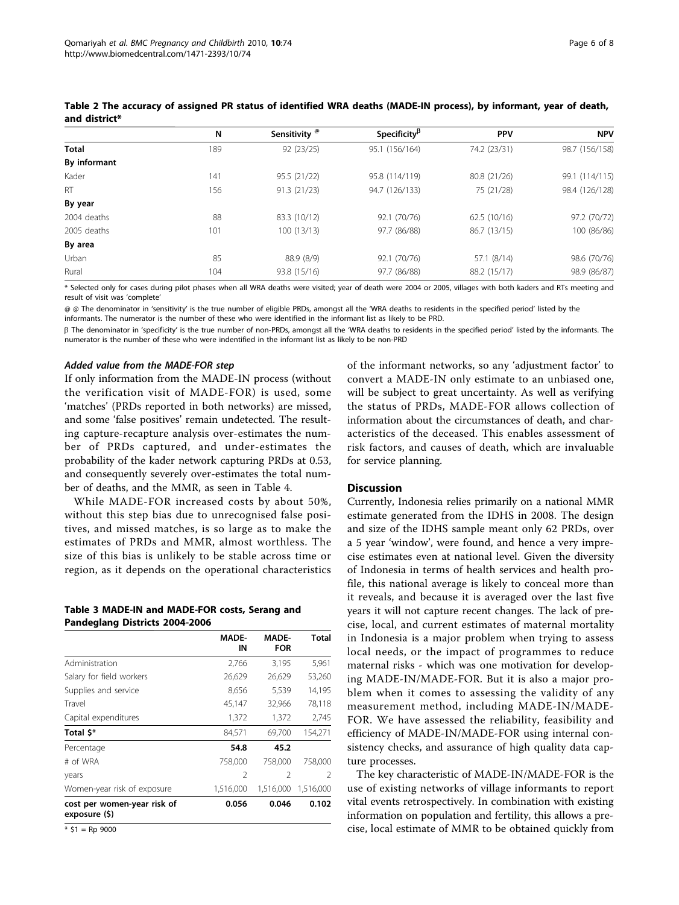**Table 2 The accuracy of assigned PR status of identified WRA deaths (MADE-IN process), by informant, year of death, and district***

| | N | Sensitivity [@] | Specificity[β] | PPV | NPV |
|---|---|---|---|---|---|
| **Total** | 189 | 92 (23/25) | 95.1 (156/164) | 74.2 (23/31) | 98.7 (156/158) |
| **By informant** | | | | | |
| Kader | 141 | 95.5 (21/22) | 95.8 (114/119) | 80.8 (21/26) | 99.1 (114/115) |
| RT | 156 | 91.3 (21/23) | 94.7 (126/133) | 75 (21/28) | 98.4 (126/128) |
| **By year** | | | | | |
| 2004 deaths | 88 | 83.3 (10/12) | 92.1 (70/76) | 62.5 (10/16) | 97.2 (70/72) |
| 2005 deaths | 101 | 100 (13/13) | 97.7 (86/88) | 86.7 (13/15) | 100 (86/86) |
| **By area** | | | | | |
| Urban | 85 | 88.9 (8/9) | 92.1 (70/76) | 57.1 (8/14) | 98.6 (70/76) |
| Rural | 104 | 93.8 (15/16) | 97.7 (86/88) | 88.2 (15/17) | 98.9 (86/87) |

\* Selected only for cases during pilot phases when all WRA deaths were visited; year of death were 2004 or 2005, villages with both kaders and RTs meeting and result of visit was 'complete'

@ @ The denominator in 'sensitivity' is the true number of eligible PRDs, amongst all the 'WRA deaths to residents in the specified period' listed by the informants. The numerator is the number of these who were identified in the informant list as likely to be PRD.

β The denominator in 'specificity' is the true number of non-PRDs, amongst all the 'WRA deaths to residents in the specified period' listed by the informants. The numerator is the number of these who were indentified in the informant list as likely to be non-PRD

#### *Added value from the MADE-FOR step*

If only information from the MADE-IN process (without the verification visit of MADE-FOR) is used, some 'matches' (PRDs reported in both networks) are missed, and some 'false positives' remain undetected. The resulting capture-recapture analysis over-estimates the number of PRDs captured, and under-estimates the probability of the kader network capturing PRDs at 0.53, and consequently severely over-estimates the total number of deaths, and the MMR, as seen in Table 4.

While MADE-FOR increased costs by about 50%, without this step bias due to unrecognised false positives, and missed matches, is so large as to make the estimates of PRDs and MMR, almost worthless. The size of this bias is unlikely to be stable across time or region, as it depends on the operational characteristics of the informant networks, so any 'adjustment factor' to convert a MADE-IN only estimate to an unbiased one, will be subject to great uncertainty. As well as verifying the status of PRDs, MADE-FOR allows collection of information about the circumstances of death, and characteristics of the deceased. This enables assessment of risk factors, and causes of death, which are invaluable for service planning.

**Table 3 MADE-IN and MADE-FOR costs, Serang and Pandeglang Districts 2004-2006**

| | MADE-IN | MADE-FOR | Total |
|---|---|---|---|
| Administration | 2,766 | 3,195 | 5,961 |
| Salary for field workers | 26,629 | 26,629 | 53,260 |
| Supplies and service | 8,656 | 5,539 | 14,195 |
| Travel | 45,147 | 32,966 | 78,118 |
| Capital expenditures | 1,372 | 1,372 | 2,745 |
| **Total $*** | 84,571 | 69,700 | 154,271 |
| Percentage | **54.8** | **45.2** | |
| # of WRA | 758,000 | 758,000 | 758,000 |
| years | 2 | 2 | 2 |
| Women-year risk of exposure | 1,516,000 | 1,516,000 | 1,516,000 |
| **cost per women-year risk of exposure ($)** | **0.056** | **0.046** | **0.102** |

\* $1 = Rp 9000

## Discussion

Currently, Indonesia relies primarily on a national MMR estimate generated from the IDHS in 2008. The design and size of the IDHS sample meant only 62 PRDs, over a 5 year 'window', were found, and hence a very imprecise estimates even at national level. Given the diversity of Indonesia in terms of health services and health profile, this national average is likely to conceal more than it reveals, and because it is averaged over the last five years it will not capture recent changes. The lack of precise, local, and current estimates of maternal mortality in Indonesia is a major problem when trying to assess local needs, or the impact of programmes to reduce maternal risks - which was one motivation for developing MADE-IN/MADE-FOR. But it is also a major problem when it comes to assessing the validity of any measurement method, including MADE-IN/MADE-FOR. We have assessed the reliability, feasibility and efficiency of MADE-IN/MADE-FOR using internal consistency checks, and assurance of high quality data capture processes.

The key characteristic of MADE-IN/MADE-FOR is the use of existing networks of village informants to report vital events retrospectively. In combination with existing information on population and fertility, this allows a precise, local estimate of MMR to be obtained quickly from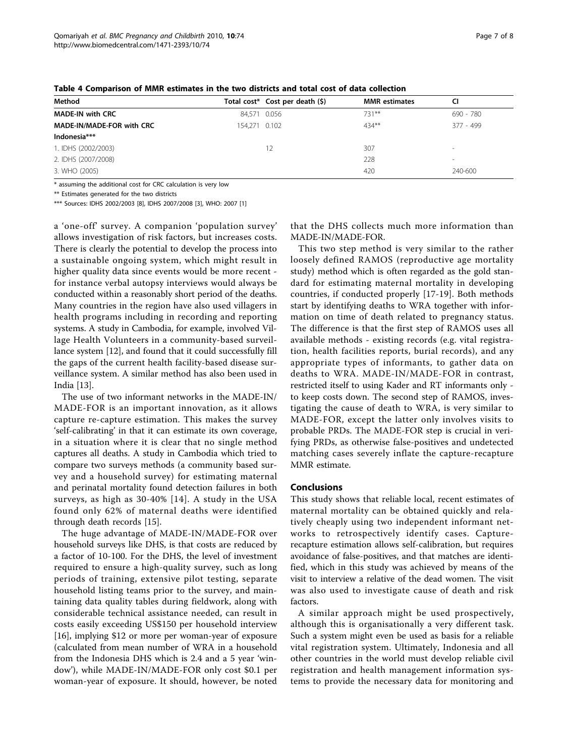**Table 4 Comparison of MMR estimates in the two districts and total cost of data collection**

| Method | Total cost* | Cost per death ($) | MMR estimates | CI |
|---|---|---|---|---|
| **MADE-IN with CRC** | 84,571 | 0.056 | 731** | 690 - 780 |
| **MADE-IN/MADE-FOR with CRC** | 154,271 | 0.102 | 434** | 377 - 499 |
| **Indonesia*** ** | | | | |
| 1. IDHS (2002/2003) | | 12 | 307 | - |
| 2. IDHS (2007/2008) | | | 228 | - |
| 3. WHO (2005) | | | 420 | 240-600 |

\* assuming the additional cost for CRC calculation is very low

** Estimates generated for the two districts

*** Sources: IDHS 2002/2003 [8], IDHS 2007/2008 [3], WHO: 2007 [1]

a 'one-off' survey. A companion 'population survey' allows investigation of risk factors, but increases costs. There is clearly the potential to develop the process into a sustainable ongoing system, which might result in higher quality data since events would be more recent - for instance verbal autopsy interviews would always be conducted within a reasonably short period of the deaths. Many countries in the region have also used villagers in health programs including in recording and reporting systems. A study in Cambodia, for example, involved Village Health Volunteers in a community-based surveillance system [12], and found that it could successfully fill the gaps of the current health facility-based disease surveillance system. A similar method has also been used in India [13].

The use of two informant networks in the MADE-IN/MADE-FOR is an important innovation, as it allows capture re-capture estimation. This makes the survey 'self-calibrating' in that it can estimate its own coverage, in a situation where it is clear that no single method captures all deaths. A study in Cambodia which tried to compare two surveys methods (a community based survey and a household survey) for estimating maternal and perinatal mortality found detection failures in both surveys, as high as 30-40% [14]. A study in the USA found only 62% of maternal deaths were identified through death records [15].

The huge advantage of MADE-IN/MADE-FOR over household surveys like DHS, is that costs are reduced by a factor of 10-100. For the DHS, the level of investment required to ensure a high-quality survey, such as long periods of training, extensive pilot testing, separate household listing teams prior to the survey, and maintaining data quality tables during fieldwork, along with considerable technical assistance needed, can result in costs easily exceeding US$150 per household interview [16], implying $12 or more per woman-year of exposure (calculated from mean number of WRA in a household from the Indonesia DHS which is 2.4 and a 5 year 'window'), while MADE-IN/MADE-FOR only cost $0.1 per woman-year of exposure. It should, however, be noted that the DHS collects much more information than MADE-IN/MADE-FOR.

This two step method is very similar to the rather loosely defined RAMOS (reproductive age mortality study) method which is often regarded as the gold standard for estimating maternal mortality in developing countries, if conducted properly [17-19]. Both methods start by identifying deaths to WRA together with information on time of death related to pregnancy status. The difference is that the first step of RAMOS uses all available methods - existing records (e.g. vital registration, health facilities reports, burial records), and any appropriate types of informants, to gather data on deaths to WRA. MADE-IN/MADE-FOR in contrast, restricted itself to using Kader and RT informants only - to keep costs down. The second step of RAMOS, investigating the cause of death to WRA, is very similar to MADE-FOR, except the latter only involves visits to probable PRDs. The MADE-FOR step is crucial in verifying PRDs, as otherwise false-positives and undetected matching cases severely inflate the capture-recapture MMR estimate.

## Conclusions

This study shows that reliable local, recent estimates of maternal mortality can be obtained quickly and relatively cheaply using two independent informant networks to retrospectively identify cases. Capture-recapture estimation allows self-calibration, but requires avoidance of false-positives, and that matches are identified, which in this study was achieved by means of the visit to interview a relative of the dead women. The visit was also used to investigate cause of death and risk factors.

A similar approach might be used prospectively, although this is organisationally a very different task. Such a system might even be used as basis for a reliable vital registration system. Ultimately, Indonesia and all other countries in the world must develop reliable civil registration and health management information systems to provide the necessary data for monitoring and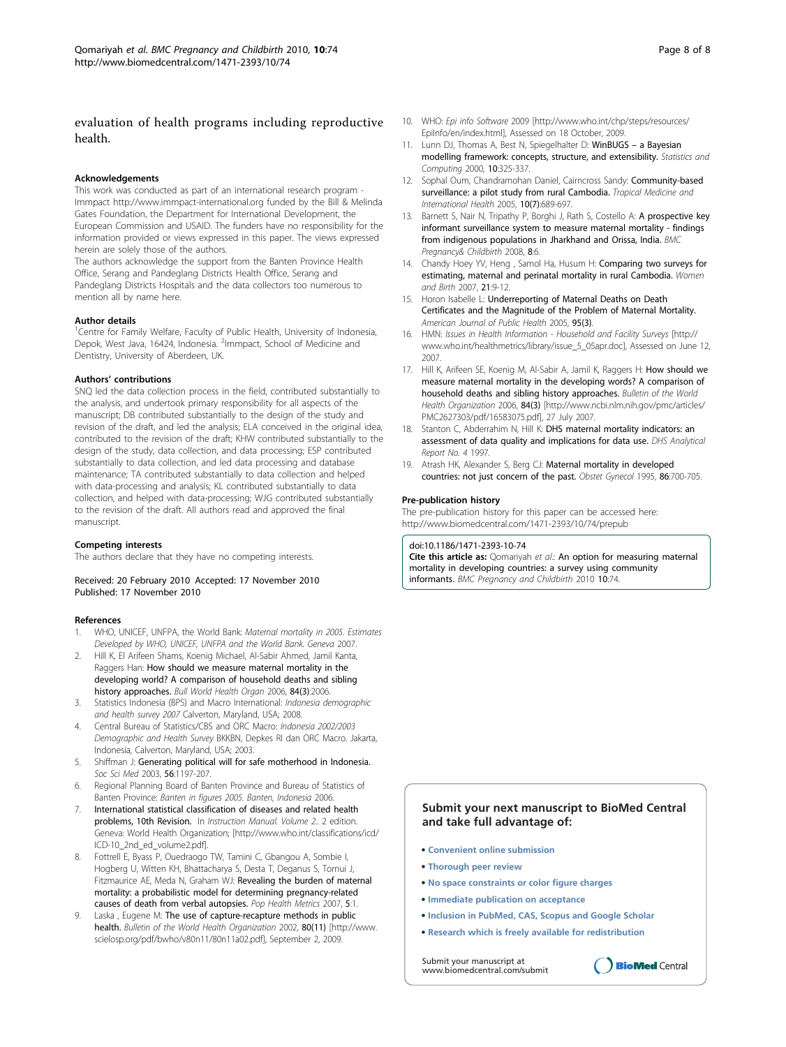evaluation of health programs including reproductive health.

### Acknowledgements

This work was conducted as part of an international research program - Immpact http://www.immpact-international.org funded by the Bill & Melinda Gates Foundation, the Department for International Development, the European Commission and USAID. The funders have no responsibility for the information provided or views expressed in this paper. The views expressed herein are solely those of the authors.

The authors acknowledge the support from the Banten Province Health Office, Serang and Pandeglang Districts Health Office, Serang and Pandeglang Districts Hospitals and the data collectors too numerous to mention all by name here.

### Author details

[1]Centre for Family Welfare, Faculty of Public Health, University of Indonesia, Depok, West Java, 16424, Indonesia. [2]Immpact, School of Medicine and Dentistry, University of Aberdeen, UK.

### Authors' contributions

SNQ led the data collection process in the field, contributed substantially to the analysis, and undertook primary responsibility for all aspects of the manuscript; DB contributed substantially to the design of the study and revision of the draft, and led the analysis; ELA conceived in the original idea, contributed to the revision of the draft; KHW contributed substantially to the design of the study, data collection, and data processing; ESP contributed substantially to data collection, and led data processing and database maintenance; TA contributed substantially to data collection and helped with data-processing and analysis; KL contributed substantially to data collection, and helped with data-processing; WJG contributed substantially to the revision of the draft. All authors read and approved the final manuscript.

### Competing interests

The authors declare that they have no competing interests.

Received: 20 February 2010 Accepted: 17 November 2010
Published: 17 November 2010

### References

1. WHO, UNICEF, UNFPA, the World Bank: *Maternal mortality in 2005. Estimates Developed by WHO, UNICEF, UNFPA and the World Bank. Geneva* 2007.
2. Hill K, El Arifeen Shams, Koenig Michael, Al-Sabir Ahmed, Jamil Kanta, Raggers Han: **How should we measure maternal mortality in the developing world? A comparison of household deaths and sibling history approaches.** *Bull World Health Organ* 2006, **84(3)**:2006.
3. Statistics Indonesia (BPS) and Macro International: *Indonesia demographic and health survey 2007* Calverton, Maryland, USA; 2008.
4. Central Bureau of Statistics/CBS and ORC Macro: *Indonesia 2002/2003 Demographic and Health Survey* BKKBN, Depkes RI dan ORC Macro. Jakarta, Indonesia, Calverton, Maryland, USA; 2003.
5. Shiffman J: **Generating political will for safe motherhood in Indonesia.** *Soc Sci Med* 2003, **56**:1197-207.
6. Regional Planning Board of Banten Province and Bureau of Statistics of Banten Province: *Banten in figures 2005. Banten, Indonesia* 2006.
7. **International statistical classification of diseases and related health problems, 10th Revision.** In *Instruction Manual. Volume 2.*. 2 edition. Geneva: World Health Organization; [http://www.who.int/classifications/icd/ICD-10_2nd_ed_volume2.pdf].
8. Fottrell E, Byass P, Ouedraogo TW, Tamini C, Gbangou A, Sombie I, Hogberg U, Witten KH, Bhattacharya S, Desta T, Deganus S, Tornui J, Fitzmaurice AE, Meda N, Graham WJ: **Revealing the burden of maternal mortality: a probabilistic model for determining pregnancy-related causes of death from verbal autopsies.** *Pop Health Metrics* 2007, **5**:1.
9. Laska , Eugene M: **The use of capture-recapture methods in public health.** *Bulletin of the World Health Organization* 2002, **80(11)** [http://www.scielosp.org/pdf/bwho/v80n11/80n11a02.pdf], September 2, 2009.
10. WHO: *Epi info Software* 2009 [http://www.who.int/chp/steps/resources/EpiInfo/en/index.html], Assessed on 18 October, 2009.
11. Lunn DJ, Thomas A, Best N, Spiegelhalter D: **WinBUGS – a Bayesian modelling framework: concepts, structure, and extensibility.** *Statistics and Computing* 2000, **10**:325-337.
12. Sophal Oum, Chandramohan Daniel, Cairncross Sandy: **Community-based surveillance: a pilot study from rural Cambodia.** *Tropical Medicine and International Health* 2005, **10(7)**:689-697.
13. Barnett S, Nair N, Tripathy P, Borghi J, Rath S, Costello A: **A prospective key informant surveillance system to measure maternal mortality - findings from indigenous populations in Jharkhand and Orissa, India.** *BMC Pregnancy& Childbirth* 2008, **8**:6.
14. Chandy Hoey YV, Heng , Samol Ha, Husum H: **Comparing two surveys for estimating, maternal and perinatal mortality in rural Cambodia.** *Women and Birth* 2007, **21**:9-12.
15. Horon Isabelle L: **Underreporting of Maternal Deaths on Death Certificates and the Magnitude of the Problem of Maternal Mortality.** *American Journal of Public Health* 2005, **95(3)**.
16. HMN: *Issues in Health Information - Household and Facility Surveys* [http://www.who.int/healthmetrics/library/issue_5_05apr.doc], Assessed on June 12, 2007.
17. Hill K, Arifeen SE, Koenig M, Al-Sabir A, Jamil K, Raggers H: **How should we measure maternal mortality in the developing words? A comparison of household deaths and sibling history approaches.** *Bulletin of the World Health Organization* 2006, **84(3)** [http://www.ncbi.nlm.nih.gov/pmc/articles/PMC2627303/pdf/16583075.pdf], 27 July 2007.
18. Stanton C, Abderrahim N, Hill K: **DHS maternal mortality indicators: an assessment of data quality and implications for data use.** *DHS Analytical Report No. 4* 1997.
19. Atrash HK, Alexander S, Berg CJ: **Maternal mortality in developed countries: not just concern of the past.** *Obstet Gynecol* 1995, **86**:700-705.

### Pre-publication history

The pre-publication history for this paper can be accessed here:
http://www.biomedcentral.com/1471-2393/10/74/prepub

doi:10.1186/1471-2393-10-74
**Cite this article as:** Qomariyah *et al.*: An option for measuring maternal mortality in developing countries: a survey using community informants. *BMC Pregnancy and Childbirth* 2010 **10**:74.

**Submit your next manuscript to BioMed Central and take full advantage of:**

- Convenient online submission
- Thorough peer review
- No space constraints or color figure charges
- Immediate publication on acceptance
- Inclusion in PubMed, CAS, Scopus and Google Scholar
- Research which is freely available for redistribution

Submit your manuscript at
www.biomedcentral.com/submit

BioMed Central